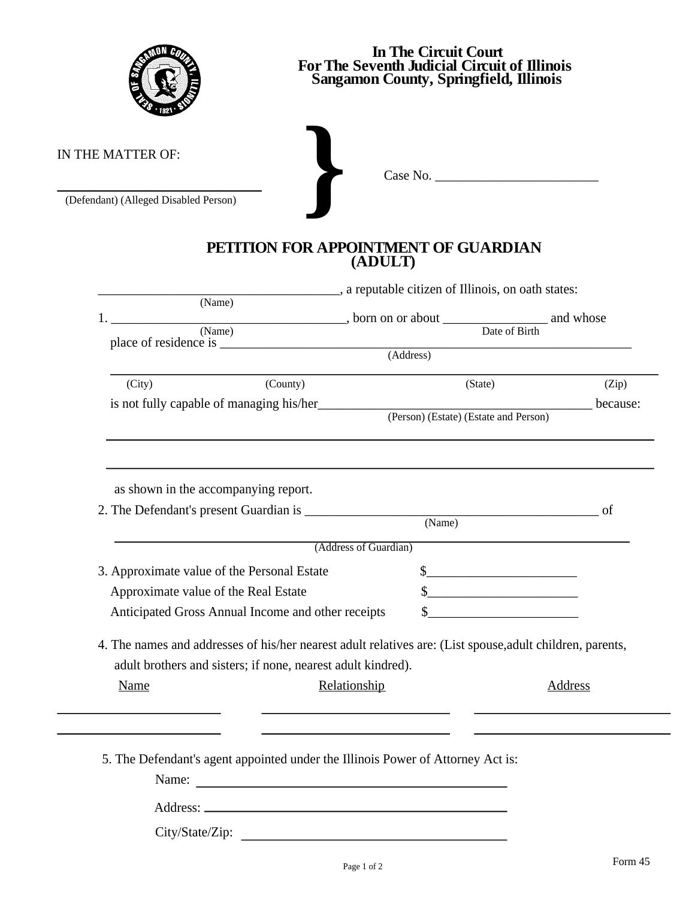In The Circuit Court
For The Seventh Judicial Circuit of Illinois
Sangamon County, Springfield, Illinois

IN THE MATTER OF:

______________________________
(Defendant) (Alleged Disabled Person)

Case No. ________________________

# PETITION FOR APPOINTMENT OF GUARDIAN (ADULT)

___________________________________, a reputable citizen of Illinois, on oath states:
(Name)

1. __________________________________, born on or about _______________ and whose
(Name) Date of Birth
place of residence is ______________________________________________________________
(Address)

___________________________________________________________________________
(City) (County) (State) (Zip)

is not fully capable of managing his/her_________________________________________ because:
(Person) (Estate) (Estate and Person)

___________________________________________________________________________

___________________________________________________________________________

as shown in the accompanying report.

2. The Defendant's present Guardian is _____________________________________________ of
(Name)

___________________________________________________________________________
(Address of Guardian)

3. Approximate value of the Personal Estate $______________________

Approximate value of the Real Estate $______________________

Anticipated Gross Annual Income and other receipts $______________________

4. The names and addresses of his/her nearest adult relatives are: (List spouse,adult children, parents, adult brothers and sisters; if none, nearest adult kindred).

| Name | Relationship | Address |
|---|---|---|
| | | |
| | | |

5. The Defendant's agent appointed under the Illinois Power of Attorney Act is:

Name: ______________________________________________

Address: ____________________________________________

City/State/Zip: ______________________________________

Form 45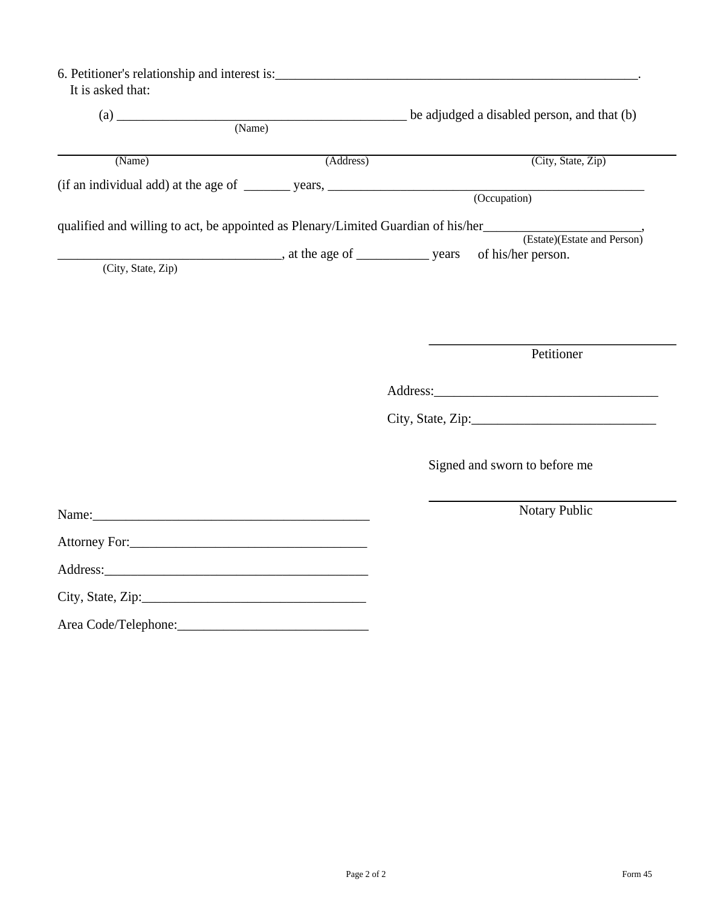6. Petitioner's relationship and interest is:\_\_\_\_\_\_\_\_\_\_\_\_\_\_\_\_\_\_\_\_\_\_\_\_\_\_\_\_\_\_\_\_\_\_\_\_\_\_\_\_\_\_\_\_\_\_\_\_\_\_\_\_\_\_\_\_\_.
It is asked that:

(a) \_\_\_\_\_\_\_\_\_\_\_\_\_\_\_\_\_\_\_\_\_\_\_\_\_\_\_\_\_\_\_\_\_\_\_\_\_\_\_\_\_\_\_\_ be adjudged a disabled person, and that (b)
(Name)

\_\_\_\_\_\_\_\_\_\_\_\_\_\_\_\_\_\_\_\_\_\_\_\_\_\_\_\_\_\_\_\_\_\_\_\_\_\_\_\_\_\_\_\_\_\_\_\_\_\_\_\_\_\_\_\_\_\_\_\_\_\_\_\_\_\_\_\_\_\_\_\_\_\_\_\_\_\_\_\_\_\_\_\_\_\_\_\_\_\_\_\_
(Name) (Address) (City, State, Zip)

(if an individual add) at the age of \_\_\_\_\_\_\_ years, \_\_\_\_\_\_\_\_\_\_\_\_\_\_\_\_\_\_\_\_\_\_\_\_\_\_\_\_\_\_\_\_\_\_\_\_\_\_\_\_\_\_\_\_\_\_\_\_\_\_
(Occupation)

qualified and willing to act, be appointed as Plenary/Limited Guardian of his/her\_\_\_\_\_\_\_\_\_\_\_\_\_\_\_\_\_\_\_\_\_\_\_\_,
(Estate)(Estate and Person)

\_\_\_\_\_\_\_\_\_\_\_\_\_\_\_\_\_\_\_\_\_\_\_\_\_\_\_\_\_\_\_\_\_\_, at the age of \_\_\_\_\_\_\_\_\_\_\_ years of his/her person.
(City, State, Zip)

\_\_\_\_\_\_\_\_\_\_\_\_\_\_\_\_\_\_\_\_\_\_\_\_\_\_\_\_\_\_\_\_\_\_\_\_\_\_
Petitioner

Address:\_\_\_\_\_\_\_\_\_\_\_\_\_\_\_\_\_\_\_\_\_\_\_\_\_\_\_\_\_\_\_\_\_\_

City, State, Zip:\_\_\_\_\_\_\_\_\_\_\_\_\_\_\_\_\_\_\_\_\_\_\_\_\_\_\_\_

Signed and sworn to before me

\_\_\_\_\_\_\_\_\_\_\_\_\_\_\_\_\_\_\_\_\_\_\_\_\_\_\_\_\_\_\_\_\_\_\_\_\_\_
Notary Public

Name:\_\_\_\_\_\_\_\_\_\_\_\_\_\_\_\_\_\_\_\_\_\_\_\_\_\_\_\_\_\_\_\_\_\_\_\_\_\_\_\_\_\_

Attorney For:\_\_\_\_\_\_\_\_\_\_\_\_\_\_\_\_\_\_\_\_\_\_\_\_\_\_\_\_\_\_\_\_\_\_\_\_

Address:\_\_\_\_\_\_\_\_\_\_\_\_\_\_\_\_\_\_\_\_\_\_\_\_\_\_\_\_\_\_\_\_\_\_\_\_\_\_\_\_

City, State, Zip:\_\_\_\_\_\_\_\_\_\_\_\_\_\_\_\_\_\_\_\_\_\_\_\_\_\_\_\_\_\_\_\_\_\_

Area Code/Telephone:\_\_\_\_\_\_\_\_\_\_\_\_\_\_\_\_\_\_\_\_\_\_\_\_\_\_\_\_\_

Form 45